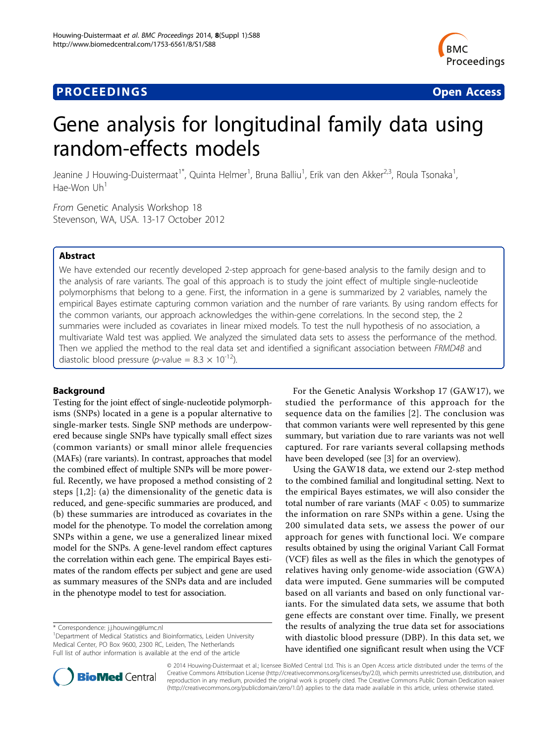PROCEEDINGS **Open Access**

# Gene analysis for longitudinal family data using random-effects models

Jeanine J Houwing-Duistermaat[1*], Quinta Helmer[1], Bruna Balliu[1], Erik van den Akker[2,3], Roula Tsonaka[1], Hae-Won Uh[1]

*From* Genetic Analysis Workshop 18
Stevenson, WA, USA. 13-17 October 2012

## Abstract

We have extended our recently developed 2-step approach for gene-based analysis to the family design and to the analysis of rare variants. The goal of this approach is to study the joint effect of multiple single-nucleotide polymorphisms that belong to a gene. First, the information in a gene is summarized by 2 variables, namely the empirical Bayes estimate capturing common variation and the number of rare variants. By using random effects for the common variants, our approach acknowledges the within-gene correlations. In the second step, the 2 summaries were included as covariates in linear mixed models. To test the null hypothesis of no association, a multivariate Wald test was applied. We analyzed the simulated data sets to assess the performance of the method. Then we applied the method to the real data set and identified a significant association between *FRMD4B* and diastolic blood pressure ($p$-value = $8.3 \times 10^{-12}$).

## Background

Testing for the joint effect of single-nucleotide polymorphisms (SNPs) located in a gene is a popular alternative to single-marker tests. Single SNP methods are underpowered because single SNPs have typically small effect sizes (common variants) or small minor allele frequencies (MAFs) (rare variants). In contrast, approaches that model the combined effect of multiple SNPs will be more powerful. Recently, we have proposed a method consisting of 2 steps [1,2]: (a) the dimensionality of the genetic data is reduced, and gene-specific summaries are produced, and (b) these summaries are introduced as covariates in the model for the phenotype. To model the correlation among SNPs within a gene, we use a generalized linear mixed model for the SNPs. A gene-level random effect captures the correlation within each gene. The empirical Bayes estimates of the random effects per subject and gene are used as summary measures of the SNPs data and are included in the phenotype model to test for association.

For the Genetic Analysis Workshop 17 (GAW17), we studied the performance of this approach for the sequence data on the families [2]. The conclusion was that common variants were well represented by this gene summary, but variation due to rare variants was not well captured. For rare variants several collapsing methods have been developed (see [3] for an overview).

Using the GAW18 data, we extend our 2-step method to the combined familial and longitudinal setting. Next to the empirical Bayes estimates, we will also consider the total number of rare variants (MAF < 0.05) to summarize the information on rare SNPs within a gene. Using the 200 simulated data sets, we assess the power of our approach for genes with functional loci. We compare results obtained by using the original Variant Call Format (VCF) files as well as the files in which the genotypes of relatives having only genome-wide association (GWA) data were imputed. Gene summaries will be computed based on all variants and based on only functional variants. For the simulated data sets, we assume that both gene effects are constant over time. Finally, we present the results of analyzing the true data set for associations with diastolic blood pressure (DBP). In this data set, we have identified one significant result when using the VCF

\* Correspondence: j.j.houwing@lumc.nl
[1]Department of Medical Statistics and Bioinformatics, Leiden University Medical Center, PO Box 9600, 2300 RC, Leiden, The Netherlands
Full list of author information is available at the end of the article

© 2014 Houwing-Duistermaat et al.; licensee BioMed Central Ltd. This is an Open Access article distributed under the terms of the Creative Commons Attribution License (http://creativecommons.org/licenses/by/2.0), which permits unrestricted use, distribution, and reproduction in any medium, provided the original work is properly cited. The Creative Commons Public Domain Dedication waiver (http://creativecommons.org/publicdomain/zero/1.0/) applies to the data made available in this article, unless otherwise stated.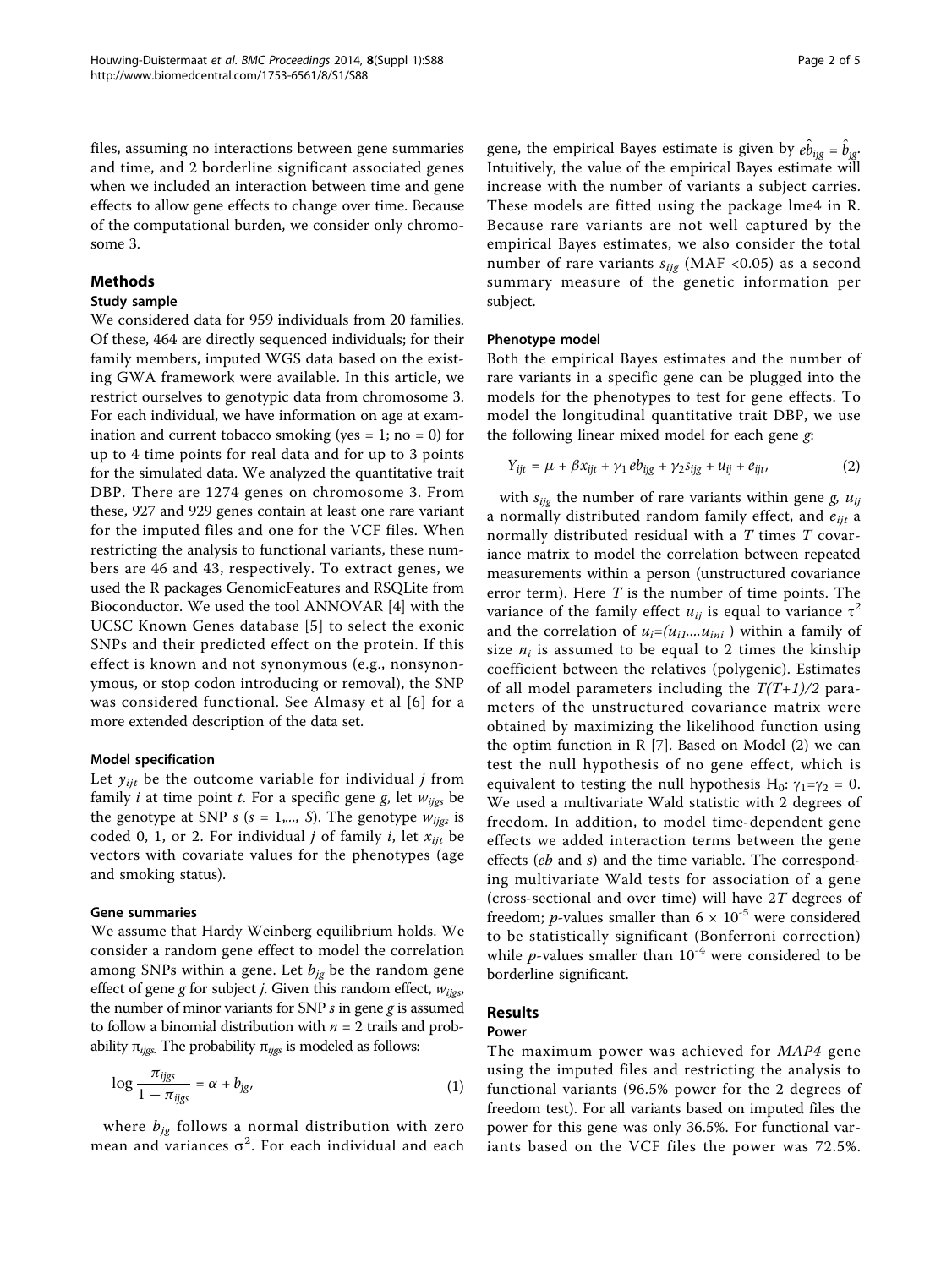files, assuming no interactions between gene summaries and time, and 2 borderline significant associated genes when we included an interaction between time and gene effects to allow gene effects to change over time. Because of the computational burden, we consider only chromosome 3.

## Methods

### Study sample

We considered data for 959 individuals from 20 families. Of these, 464 are directly sequenced individuals; for their family members, imputed WGS data based on the existing GWA framework were available. In this article, we restrict ourselves to genotypic data from chromosome 3. For each individual, we have information on age at examination and current tobacco smoking (yes = 1; no = 0) for up to 4 time points for real data and for up to 3 points for the simulated data. We analyzed the quantitative trait DBP. There are 1274 genes on chromosome 3. From these, 927 and 929 genes contain at least one rare variant for the imputed files and one for the VCF files. When restricting the analysis to functional variants, these numbers are 46 and 43, respectively. To extract genes, we used the R packages GenomicFeatures and RSQLite from Bioconductor. We used the tool ANNOVAR [4] with the UCSC Known Genes database [5] to select the exonic SNPs and their predicted effect on the protein. If this effect is known and not synonymous (e.g., nonsynonymous, or stop codon introducing or removal), the SNP was considered functional. See Almasy et al [6] for a more extended description of the data set.

### Model specification

Let $y_{ijt}$ be the outcome variable for individual $j$ from family $i$ at time point $t$. For a specific gene $g$, let $w_{ijgs}$ be the genotype at SNP $s$ ($s = 1,..., S$). The genotype $w_{ijgs}$ is coded 0, 1, or 2. For individual $j$ of family $i$, let $x_{ijt}$ be vectors with covariate values for the phenotypes (age and smoking status).

### Gene summaries

We assume that Hardy Weinberg equilibrium holds. We consider a random gene effect to model the correlation among SNPs within a gene. Let $b_{jg}$ be the random gene effect of gene $g$ for subject $j$. Given this random effect, $w_{ijgs}$, the number of minor variants for SNP $s$ in gene $g$ is assumed to follow a binomial distribution with $n = 2$ trails and probability $\pi_{ijgs}$. The probability $\pi_{ijgs}$ is modeled as follows:

$$\log \frac{\pi_{ijgs}}{1-\pi_{ijgs}} = \alpha + b_{jg}, \tag{1}$$

where $b_{jg}$ follows a normal distribution with zero mean and variances $\sigma^2$. For each individual and each gene, the empirical Bayes estimate is given by $e\hat{b}_{ijg} = \hat{b}_{jg}$. Intuitively, the value of the empirical Bayes estimate will increase with the number of variants a subject carries. These models are fitted using the package lme4 in R. Because rare variants are not well captured by the empirical Bayes estimates, we also consider the total number of rare variants $s_{ijg}$ (MAF <0.05) as a second summary measure of the genetic information per subject.

### Phenotype model

Both the empirical Bayes estimates and the number of rare variants in a specific gene can be plugged into the models for the phenotypes to test for gene effects. To model the longitudinal quantitative trait DBP, we use the following linear mixed model for each gene $g$:

$$Y_{ijt} = \mu + \beta x_{ijt} + \gamma_1 eb_{ijg} + \gamma_2 s_{ijg} + u_{ij} + e_{ijt}, \tag{2}$$

with $s_{ijg}$ the number of rare variants within gene $g$, $u_{ij}$ a normally distributed random family effect, and $e_{ijt}$ a normally distributed residual with a $T$ times $T$ covariance matrix to model the correlation between repeated measurements within a person (unstructured covariance error term). Here $T$ is the number of time points. The variance of the family effect $u_{ij}$ is equal to variance $\tau^2$ and the correlation of $u_i=(u_{i1},...u_{in_i})$ within a family of size $n_i$ is assumed to be equal to 2 times the kinship coefficient between the relatives (polygenic). Estimates of all model parameters including the $T(T+1)/2$ parameters of the unstructured covariance matrix were obtained by maximizing the likelihood function using the optim function in R [7]. Based on Model (2) we can test the null hypothesis of no gene effect, which is equivalent to testing the null hypothesis $H_0$: $\gamma_1=\gamma_2 = 0$. We used a multivariate Wald statistic with 2 degrees of freedom. In addition, to model time-dependent gene effects we added interaction terms between the gene effects (*eb* and *s*) and the time variable. The corresponding multivariate Wald tests for association of a gene (cross-sectional and over time) will have $2T$ degrees of freedom; $p$-values smaller than $6 \times 10^{-5}$ were considered to be statistically significant (Bonferroni correction) while $p$-values smaller than $10^{-4}$ were considered to be borderline significant.

## Results

### Power

The maximum power was achieved for *MAP4* gene using the imputed files and restricting the analysis to functional variants (96.5% power for the 2 degrees of freedom test). For all variants based on imputed files the power for this gene was only 36.5%. For functional variants based on the VCF files the power was 72.5%.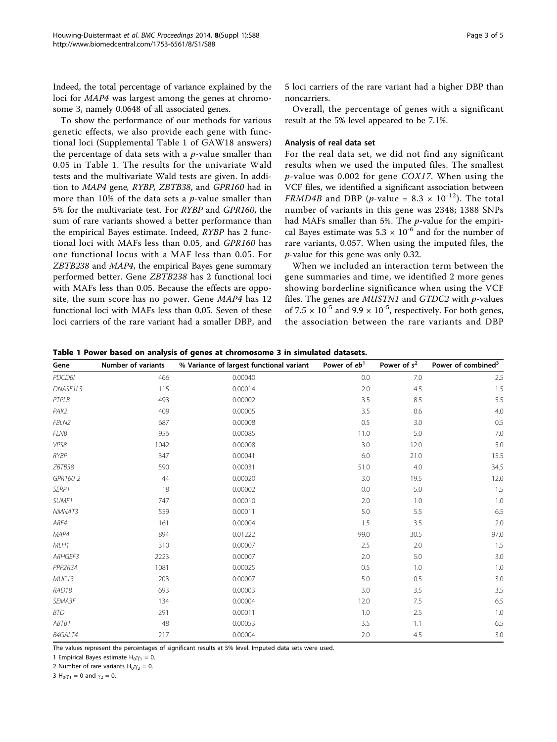Indeed, the total percentage of variance explained by the loci for *MAP4* was largest among the genes at chromosome 3, namely 0.0648 of all associated genes.

To show the performance of our methods for various genetic effects, we also provide each gene with functional loci (Supplemental Table 1 of GAW18 answers) the percentage of data sets with a *p*-value smaller than 0.05 in Table 1. The results for the univariate Wald tests and the multivariate Wald tests are given. In addition to *MAP4* gene, *RYBP, ZBTB38*, and *GPR160* had in more than 10% of the data sets a *p*-value smaller than 5% for the multivariate test. For *RYBP* and *GPR160*, the sum of rare variants showed a better performance than the empirical Bayes estimate. Indeed, *RYBP* has 2 functional loci with MAFs less than 0.05, and *GPR160* has one functional locus with a MAF less than 0.05. For *ZBTB238* and *MAP4*, the empirical Bayes gene summary performed better. Gene *ZBTB238* has 2 functional loci with MAFs less than 0.05. Because the effects are opposite, the sum score has no power. Gene *MAP4* has 12 functional loci with MAFs less than 0.05. Seven of these loci carriers of the rare variant had a smaller DBP, and 5 loci carriers of the rare variant had a higher DBP than noncarriers.

Overall, the percentage of genes with a significant result at the 5% level appeared to be 7.1%.

### Analysis of real data set

For the real data set, we did not find any significant results when we used the imputed files. The smallest *p*-value was 0.002 for gene *COX17*. When using the VCF files, we identified a significant association between *FRMD4B* and DBP ($p$-value = $8.3 \times 10^{-12}$). The total number of variants in this gene was 2348; 1388 SNPs had MAFs smaller than 5%. The *p*-value for the empirical Bayes estimate was $5.3 \times 10^{-6}$ and for the number of rare variants, 0.057. When using the imputed files, the *p*-value for this gene was only 0.32.

When we included an interaction term between the gene summaries and time, we identified 2 more genes showing borderline significance when using the VCF files. The genes are *MUSTN1* and *GTDC2* with *p*-values of $7.5 \times 10^{-5}$ and $9.9 \times 10^{-5}$, respectively. For both genes, the association between the rare variants and DBP

**Table 1 Power based on analysis of genes at chromosome 3 in simulated datasets.**

| Gene | Number of variants | % Variance of largest functional variant | Power of $eb$[1] | Power of $s$[2] | Power of combined[3] |
|---|---|---|---|---|---|
| *PDCD6I* | 466 | 0.00040 | 0.0 | 7.0 | 2.5 |
| *DNASE1L3* | 115 | 0.00014 | 2.0 | 4.5 | 1.5 |
| *PTPLB* | 493 | 0.00002 | 3.5 | 8.5 | 5.5 |
| *PAK2* | 409 | 0.00005 | 3.5 | 0.6 | 4.0 |
| *FBLN2* | 687 | 0.00008 | 0.5 | 3.0 | 0.5 |
| *FLNB* | 956 | 0.00085 | 11.0 | 5.0 | 7.0 |
| *VPS8* | 1042 | 0.00008 | 3.0 | 12.0 | 5.0 |
| *RYBP* | 347 | 0.00041 | 6.0 | 21.0 | 15.5 |
| *ZBTB38* | 590 | 0.00031 | 51.0 | 4.0 | 34.5 |
| *GPR160 2* | 44 | 0.00020 | 3.0 | 19.5 | 12.0 |
| *SERP1* | 18 | 0.00002 | 0.0 | 5.0 | 1.5 |
| *SUMF1* | 747 | 0.00010 | 2.0 | 1.0 | 1.0 |
| *NMNAT3* | 559 | 0.00011 | 5.0 | 5.5 | 6.5 |
| *ARF4* | 161 | 0.00004 | 1.5 | 3.5 | 2.0 |
| *MAP4* | 894 | 0.01222 | 99.0 | 30.5 | 97.0 |
| *MLH1* | 310 | 0.00007 | 2.5 | 2.0 | 1.5 |
| *ARHGEF3* | 2223 | 0.00007 | 2.0 | 5.0 | 3.0 |
| *PPP2R3A* | 1081 | 0.00025 | 0.5 | 1.0 | 1.0 |
| *MUC13* | 203 | 0.00007 | 5.0 | 0.5 | 3.0 |
| *RAD18* | 693 | 0.00003 | 3.0 | 3.5 | 3.5 |
| *SEMA3F* | 134 | 0.00004 | 12.0 | 7.5 | 6.5 |
| *BTD* | 291 | 0.00011 | 1.0 | 2.5 | 1.0 |
| *ABTB1* | 48 | 0.00053 | 3.5 | 1.1 | 6.5 |
| *B4GALT4* | 217 | 0.00004 | 2.0 | 4.5 | 3.0 |

The values represent the percentages of significant results at 5% level. Imputed data sets were used.

1 Empirical Bayes estimate $H_0$:$\gamma_1 = 0$.

2 Number of rare variants $H_0$:$\gamma_2 = 0$.

3 $H_0$:$\gamma_1 = 0$ and $\gamma_2 = 0$.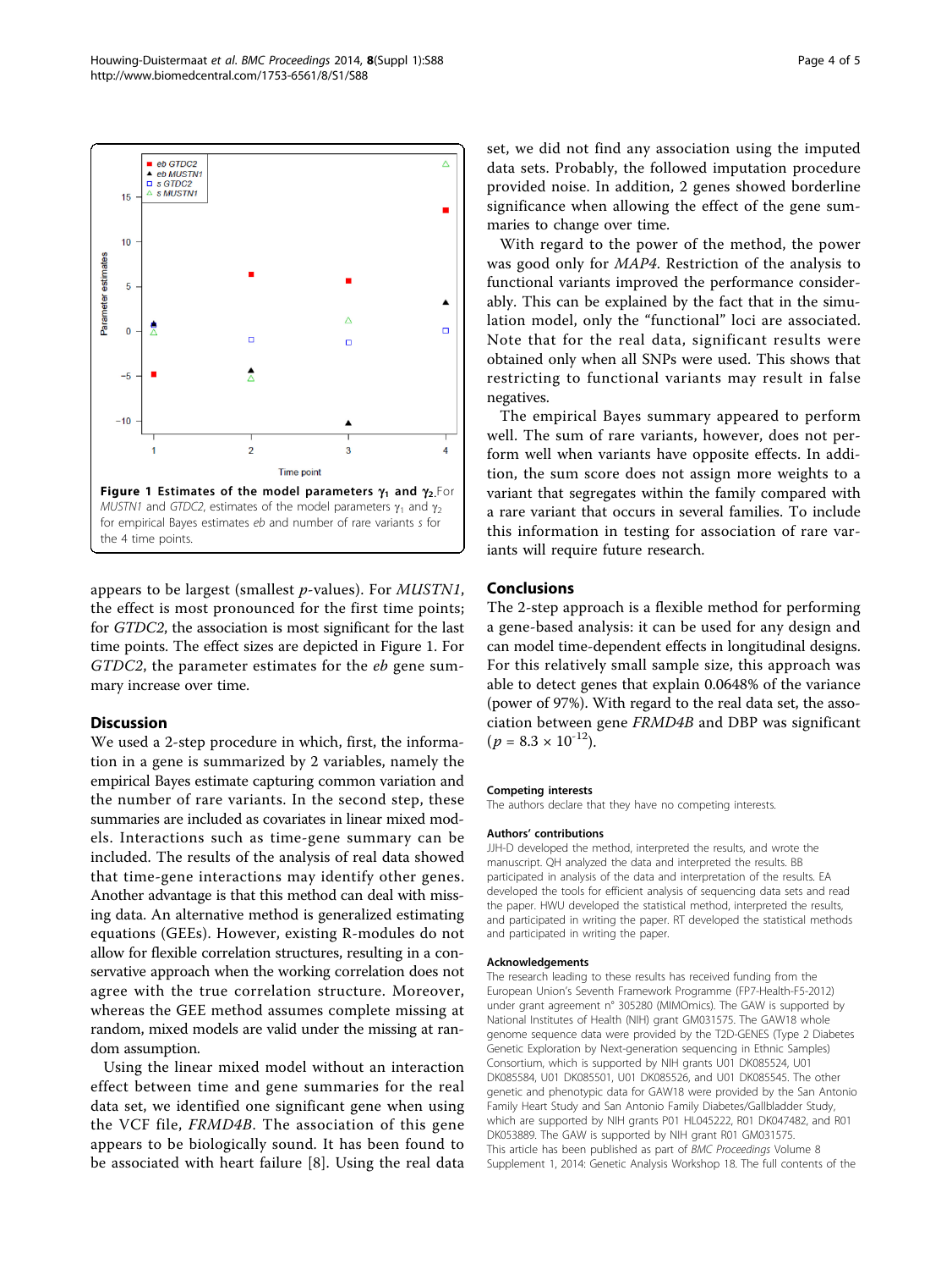eb GTDC2
eb MUSTN1
s GTDC2
s MUSTN1

Parameter estimates

15
10
5
0
−5
−10

1
2
3
4

Time point

**Figure 1 Estimates of the model parameters $\gamma_1$ and $\gamma_2$.** For *MUSTN1* and *GTDC2*, estimates of the model parameters $\gamma_1$ and $\gamma_2$ for empirical Bayes estimates *eb* and number of rare variants *s* for the 4 time points.

appears to be largest (smallest *p*-values). For *MUSTN1*, the effect is most pronounced for the first time points; for *GTDC2*, the association is most significant for the last time points. The effect sizes are depicted in Figure 1. For *GTDC2*, the parameter estimates for the *eb* gene summary increase over time.

## Discussion

We used a 2-step procedure in which, first, the information in a gene is summarized by 2 variables, namely the empirical Bayes estimate capturing common variation and the number of rare variants. In the second step, these summaries are included as covariates in linear mixed models. Interactions such as time-gene summary can be included. The results of the analysis of real data showed that time-gene interactions may identify other genes. Another advantage is that this method can deal with missing data. An alternative method is generalized estimating equations (GEEs). However, existing R-modules do not allow for flexible correlation structures, resulting in a conservative approach when the working correlation does not agree with the true correlation structure. Moreover, whereas the GEE method assumes complete missing at random, mixed models are valid under the missing at random assumption.

Using the linear mixed model without an interaction effect between time and gene summaries for the real data set, we identified one significant gene when using the VCF file, *FRMD4B*. The association of this gene appears to be biologically sound. It has been found to be associated with heart failure [8]. Using the real data set, we did not find any association using the imputed data sets. Probably, the followed imputation procedure provided noise. In addition, 2 genes showed borderline significance when allowing the effect of the gene summaries to change over time.

With regard to the power of the method, the power was good only for *MAP4*. Restriction of the analysis to functional variants improved the performance considerably. This can be explained by the fact that in the simulation model, only the "functional" loci are associated. Note that for the real data, significant results were obtained only when all SNPs were used. This shows that restricting to functional variants may result in false negatives.

The empirical Bayes summary appeared to perform well. The sum of rare variants, however, does not perform well when variants have opposite effects. In addition, the sum score does not assign more weights to a variant that segregates within the family compared with a rare variant that occurs in several families. To include this information in testing for association of rare variants will require future research.

## Conclusions

The 2-step approach is a flexible method for performing a gene-based analysis: it can be used for any design and can model time-dependent effects in longitudinal designs. For this relatively small sample size, this approach was able to detect genes that explain 0.0648% of the variance (power of 97%). With regard to the real data set, the association between gene *FRMD4B* and DBP was significant ($p = 8.3 \times 10^{-12}$).

### Competing interests

The authors declare that they have no competing interests.

### Authors' contributions

JJH-D developed the method, interpreted the results, and wrote the manuscript. QH analyzed the data and interpreted the results. BB participated in analysis of the data and interpretation of the results. EA developed the tools for efficient analysis of sequencing data sets and read the paper. HWU developed the statistical method, interpreted the results, and participated in writing the paper. RT developed the statistical methods and participated in writing the paper.

### Acknowledgements

The research leading to these results has received funding from the European Union's Seventh Framework Programme (FP7-Health-F5-2012) under grant agreement n° 305280 (MIMOmics). The GAW is supported by National Institutes of Health (NIH) grant GM031575. The GAW18 whole genome sequence data were provided by the T2D-GENES (Type 2 Diabetes Genetic Exploration by Next-generation sequencing in Ethnic Samples) Consortium, which is supported by NIH grants U01 DK085524, U01 DK085584, U01 DK085501, U01 DK085526, and U01 DK085545. The other genetic and phenotypic data for GAW18 were provided by the San Antonio Family Heart Study and San Antonio Family Diabetes/Gallbladder Study, which are supported by NIH grants P01 HL045222, R01 DK047482, and R01 DK053889. The GAW is supported by NIH grant R01 GM031575.

This article has been published as part of *BMC Proceedings* Volume 8 Supplement 1, 2014: Genetic Analysis Workshop 18. The full contents of the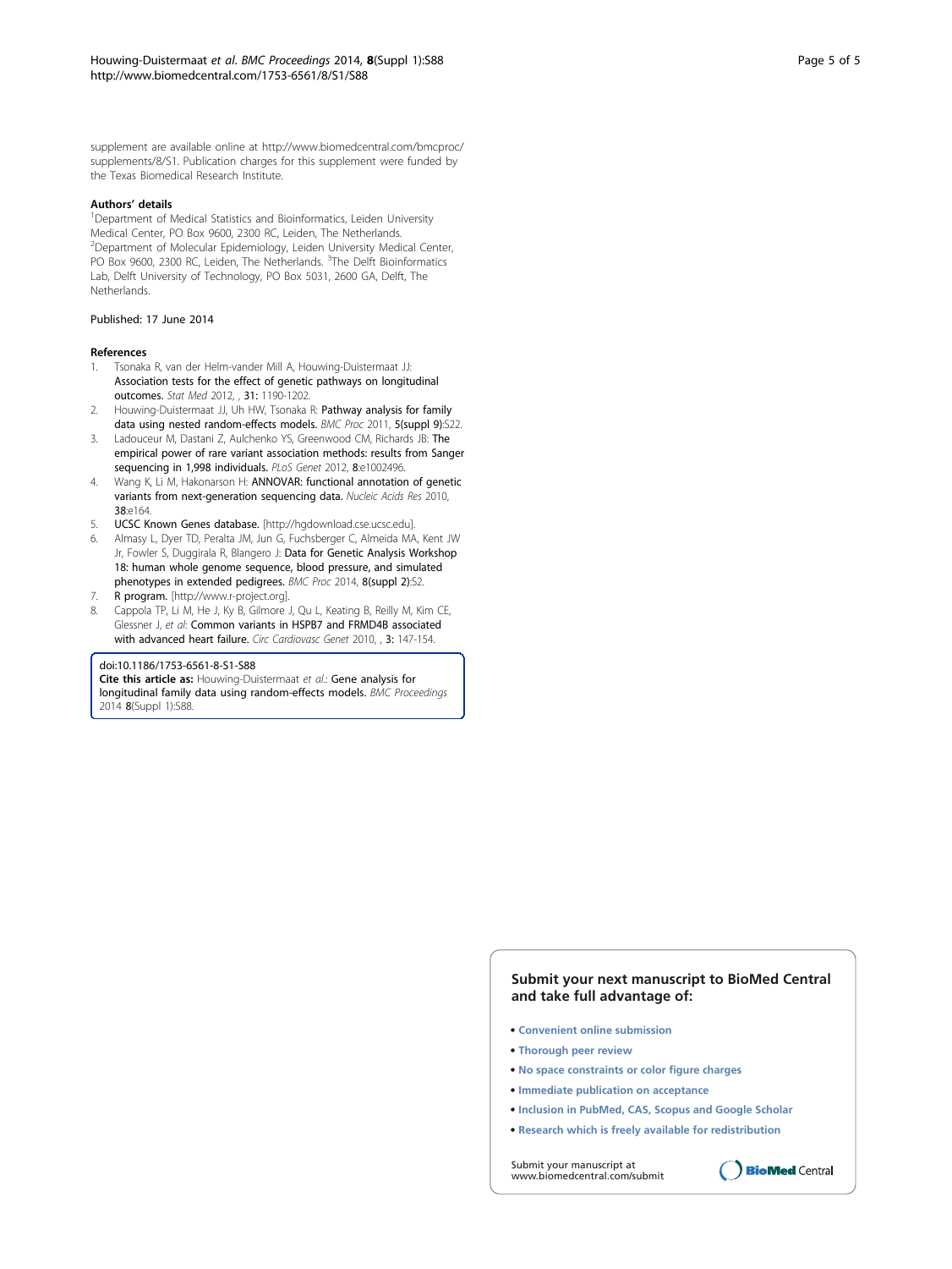supplement are available online at http://www.biomedcentral.com/bmcproc/supplements/8/S1. Publication charges for this supplement were funded by the Texas Biomedical Research Institute.

### Authors' details

[1]Department of Medical Statistics and Bioinformatics, Leiden University Medical Center, PO Box 9600, 2300 RC, Leiden, The Netherlands. [2]Department of Molecular Epidemiology, Leiden University Medical Center, PO Box 9600, 2300 RC, Leiden, The Netherlands. [3]The Delft Bioinformatics Lab, Delft University of Technology, PO Box 5031, 2600 GA, Delft, The Netherlands.

Published: 17 June 2014

### References

1. Tsonaka R, van der Helm-vander Mill A, Houwing-Duistermaat JJ: **Association tests for the effect of genetic pathways on longitudinal outcomes.** *Stat Med* 2012, , **31**: 1190-1202.
2. Houwing-Duistermaat JJ, Uh HW, Tsonaka R: **Pathway analysis for family data using nested random-effects models.** *BMC Proc* 2011, **5(suppl 9)**:S22.
3. Ladouceur M, Dastani Z, Aulchenko YS, Greenwood CM, Richards JB: **The empirical power of rare variant association methods: results from Sanger sequencing in 1,998 individuals.** *PLoS Genet* 2012, **8**:e1002496.
4. Wang K, Li M, Hakonarson H: **ANNOVAR: functional annotation of genetic variants from next-generation sequencing data.** *Nucleic Acids Res* 2010, **38**:e164.
5. **UCSC Known Genes database.** [http://hgdownload.cse.ucsc.edu].
6. Almasy L, Dyer TD, Peralta JM, Jun G, Fuchsberger C, Almeida MA, Kent JW Jr, Fowler S, Duggirala R, Blangero J: **Data for Genetic Analysis Workshop 18: human whole genome sequence, blood pressure, and simulated phenotypes in extended pedigrees.** *BMC Proc* 2014, **8(suppl 2)**:S2.
7. **R program.** [http://www.r-project.org].
8. Cappola TP, Li M, He J, Ky B, Gilmore J, Qu L, Keating B, Reilly M, Kim CE, Glessner J, *et al*: **Common variants in HSPB7 and FRMD4B associated with advanced heart failure.** *Circ Cardiovasc Genet* 2010, , **3**: 147-154.

doi:10.1186/1753-6561-8-S1-S88

**Cite this article as:** Houwing-Duistermaat *et al.*: Gene analysis for longitudinal family data using random-effects models. *BMC Proceedings* 2014 **8**(Suppl 1):S88.

**Submit your next manuscript to BioMed Central and take full advantage of:**

- Convenient online submission
- Thorough peer review
- No space constraints or color figure charges
- Immediate publication on acceptance
- Inclusion in PubMed, CAS, Scopus and Google Scholar
- Research which is freely available for redistribution

Submit your manuscript at www.biomedcentral.com/submit

BioMed Central